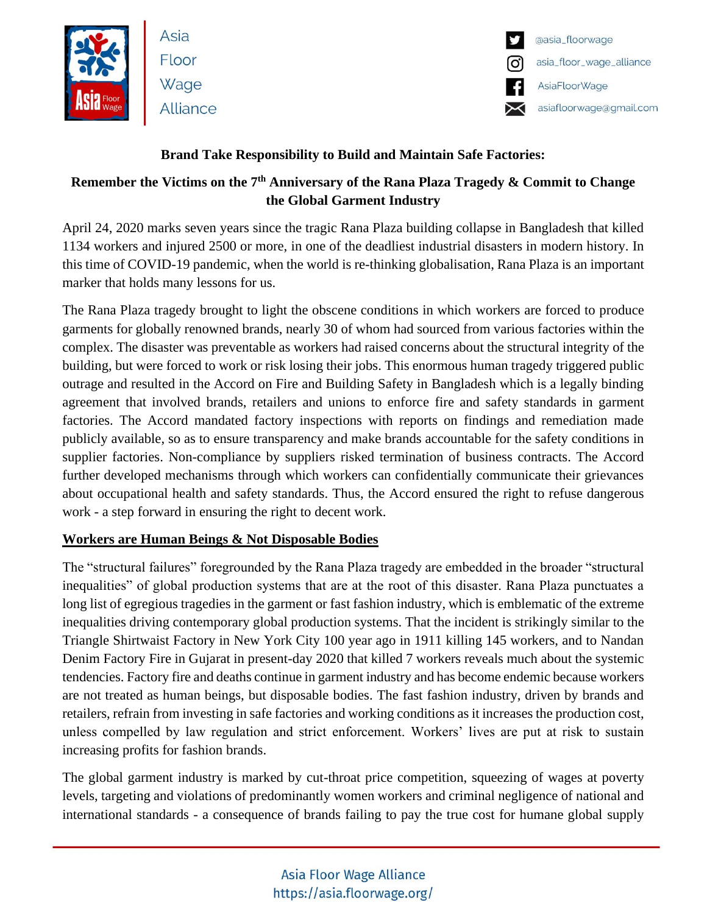Asia Floor Wage Alliance

@asia_floorwage
asia_floor_wage_alliance
AsiaFloorWage
asiafloorwage@gmail.com

**Brand Take Responsibility to Build and Maintain Safe Factories:**

**Remember the Victims on the 7th Anniversary of the Rana Plaza Tragedy & Commit to Change the Global Garment Industry**

April 24, 2020 marks seven years since the tragic Rana Plaza building collapse in Bangladesh that killed 1134 workers and injured 2500 or more, in one of the deadliest industrial disasters in modern history. In this time of COVID-19 pandemic, when the world is re-thinking globalisation, Rana Plaza is an important marker that holds many lessons for us.

The Rana Plaza tragedy brought to light the obscene conditions in which workers are forced to produce garments for globally renowned brands, nearly 30 of whom had sourced from various factories within the complex. The disaster was preventable as workers had raised concerns about the structural integrity of the building, but were forced to work or risk losing their jobs. This enormous human tragedy triggered public outrage and resulted in the Accord on Fire and Building Safety in Bangladesh which is a legally binding agreement that involved brands, retailers and unions to enforce fire and safety standards in garment factories. The Accord mandated factory inspections with reports on findings and remediation made publicly available, so as to ensure transparency and make brands accountable for the safety conditions in supplier factories. Non-compliance by suppliers risked termination of business contracts. The Accord further developed mechanisms through which workers can confidentially communicate their grievances about occupational health and safety standards. Thus, the Accord ensured the right to refuse dangerous work - a step forward in ensuring the right to decent work.

## Workers are Human Beings & Not Disposable Bodies

The "structural failures" foregrounded by the Rana Plaza tragedy are embedded in the broader "structural inequalities" of global production systems that are at the root of this disaster. Rana Plaza punctuates a long list of egregious tragedies in the garment or fast fashion industry, which is emblematic of the extreme inequalities driving contemporary global production systems. That the incident is strikingly similar to the Triangle Shirtwaist Factory in New York City 100 year ago in 1911 killing 145 workers, and to Nandan Denim Factory Fire in Gujarat in present-day 2020 that killed 7 workers reveals much about the systemic tendencies. Factory fire and deaths continue in garment industry and has become endemic because workers are not treated as human beings, but disposable bodies. The fast fashion industry, driven by brands and retailers, refrain from investing in safe factories and working conditions as it increases the production cost, unless compelled by law regulation and strict enforcement. Workers' lives are put at risk to sustain increasing profits for fashion brands.

The global garment industry is marked by cut-throat price competition, squeezing of wages at poverty levels, targeting and violations of predominantly women workers and criminal negligence of national and international standards - a consequence of brands failing to pay the true cost for humane global supply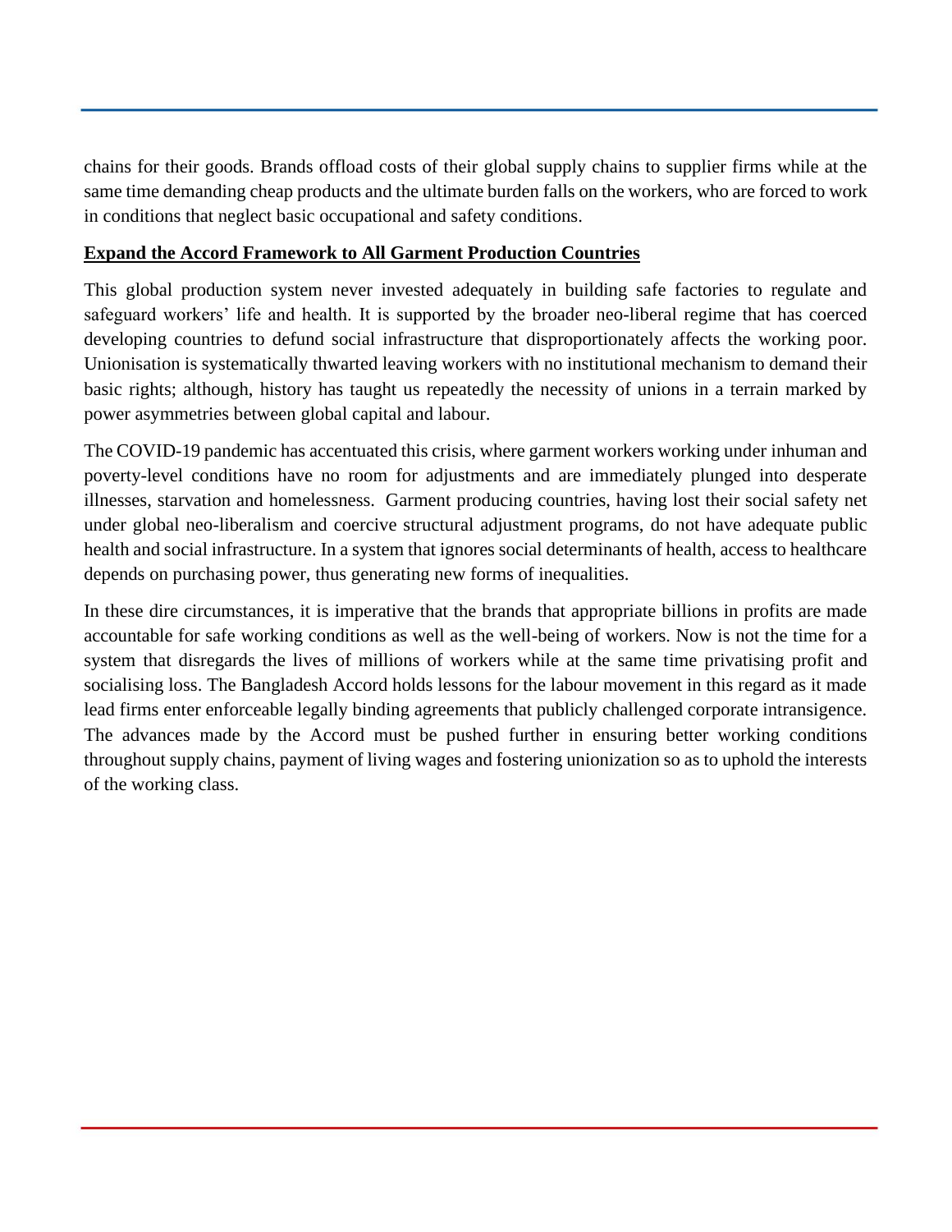chains for their goods. Brands offload costs of their global supply chains to supplier firms while at the same time demanding cheap products and the ultimate burden falls on the workers, who are forced to work in conditions that neglect basic occupational and safety conditions.

## Expand the Accord Framework to All Garment Production Countries

This global production system never invested adequately in building safe factories to regulate and safeguard workers' life and health. It is supported by the broader neo-liberal regime that has coerced developing countries to defund social infrastructure that disproportionately affects the working poor. Unionisation is systematically thwarted leaving workers with no institutional mechanism to demand their basic rights; although, history has taught us repeatedly the necessity of unions in a terrain marked by power asymmetries between global capital and labour.

The COVID-19 pandemic has accentuated this crisis, where garment workers working under inhuman and poverty-level conditions have no room for adjustments and are immediately plunged into desperate illnesses, starvation and homelessness. Garment producing countries, having lost their social safety net under global neo-liberalism and coercive structural adjustment programs, do not have adequate public health and social infrastructure. In a system that ignores social determinants of health, access to healthcare depends on purchasing power, thus generating new forms of inequalities.

In these dire circumstances, it is imperative that the brands that appropriate billions in profits are made accountable for safe working conditions as well as the well-being of workers. Now is not the time for a system that disregards the lives of millions of workers while at the same time privatising profit and socialising loss. The Bangladesh Accord holds lessons for the labour movement in this regard as it made lead firms enter enforceable legally binding agreements that publicly challenged corporate intransigence. The advances made by the Accord must be pushed further in ensuring better working conditions throughout supply chains, payment of living wages and fostering unionization so as to uphold the interests of the working class.